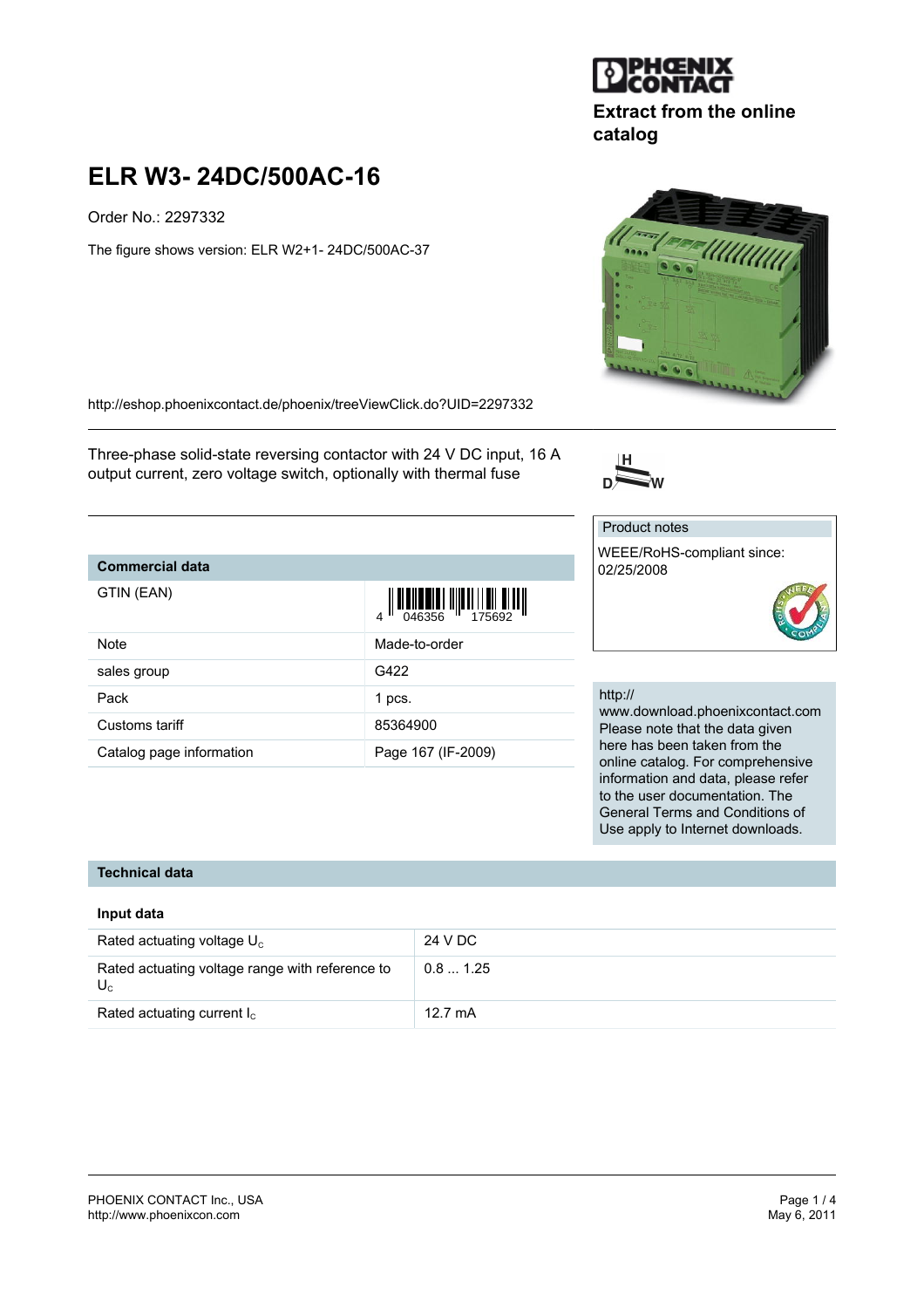Extract from the online catalog

# ELR W3- 24DC/500AC-16

Order No.: 2297332

The figure shows version: ELR W2+1- 24DC/500AC-37

http://eshop.phoenixcontact.de/phoenix/treeViewClick.do?UID=2297332

Three-phase solid-state reversing contactor with 24 V DC input, 16 A output current, zero voltage switch, optionally with thermal fuse

Product notes

WEEE/RoHS-compliant since: 02/25/2008

http://www.download.phoenixcontact.com
Please note that the data given here has been taken from the online catalog. For comprehensive information and data, please refer to the user documentation. The General Terms and Conditions of Use apply to Internet downloads.

## Commercial data

| | |
|---|---|
| GTIN (EAN) | 4 046356 175692 |
| Note | Made-to-order |
| sales group | G422 |
| Pack | 1 pcs. |
| Customs tariff | 85364900 |
| Catalog page information | Page 167 (IF-2009) |

## Technical data

### Input data

| | |
|---|---|
| Rated actuating voltage $U_C$ | 24 V DC |
| Rated actuating voltage range with reference to $U_C$ | 0.8 ... 1.25 |
| Rated actuating current $I_C$ | 12.7 mA |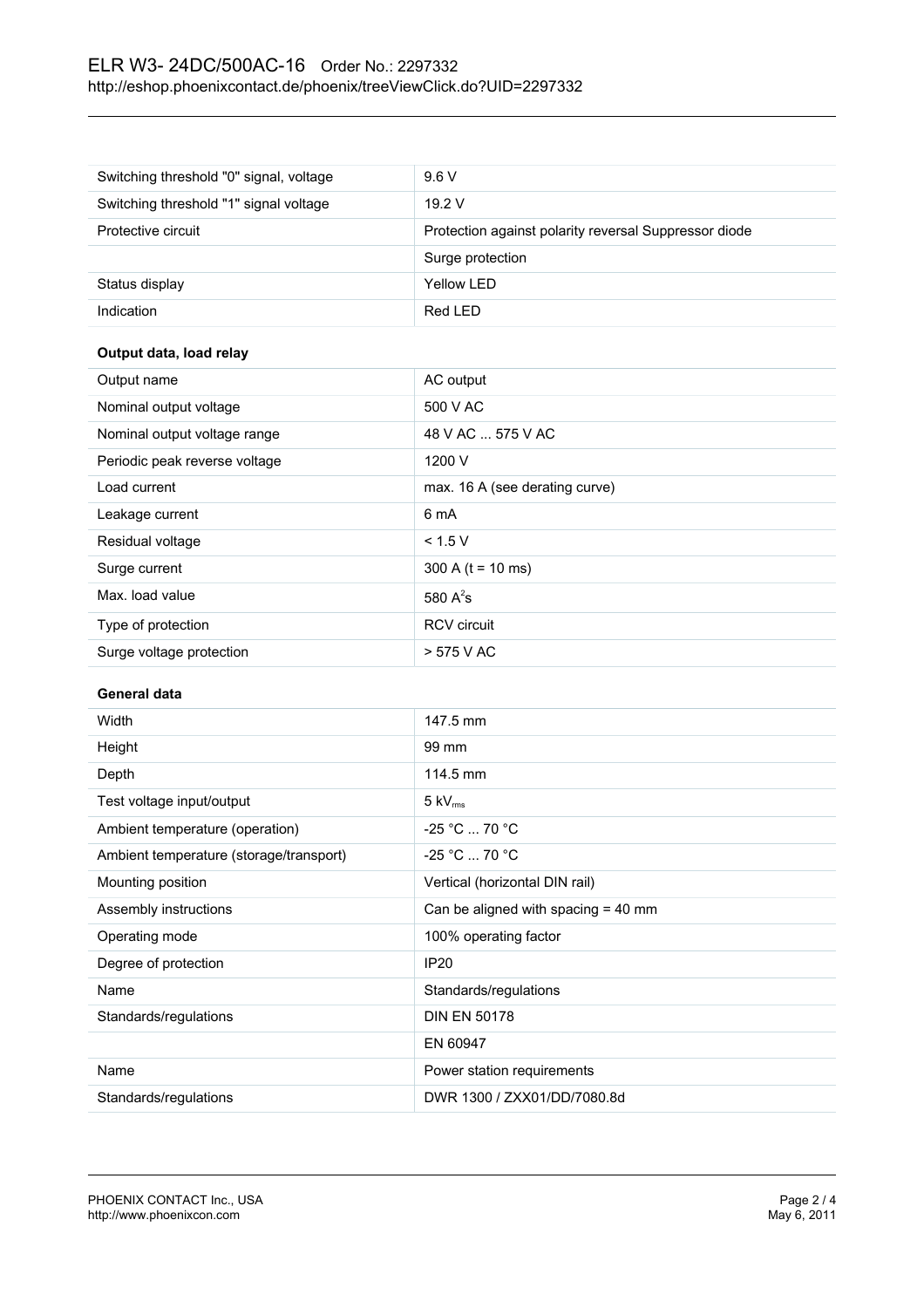| | |
|---|---|
| Switching threshold "0" signal, voltage | 9.6 V |
| Switching threshold "1" signal voltage | 19.2 V |
| Protective circuit | Protection against polarity reversal Suppressor diode |
| | Surge protection |
| Status display | Yellow LED |
| Indication | Red LED |

**Output data, load relay**

| | |
|---|---|
| Output name | AC output |
| Nominal output voltage | 500 V AC |
| Nominal output voltage range | 48 V AC ... 575 V AC |
| Periodic peak reverse voltage | 1200 V |
| Load current | max. 16 A (see derating curve) |
| Leakage current | 6 mA |
| Residual voltage | < 1.5 V |
| Surge current | 300 A (t = 10 ms) |
| Max. load value | 580 $A^2s$ |
| Type of protection | RCV circuit |
| Surge voltage protection | > 575 V AC |

**General data**

| | |
|---|---|
| Width | 147.5 mm |
| Height | 99 mm |
| Depth | 114.5 mm |
| Test voltage input/output | 5 $kV_{rms}$ |
| Ambient temperature (operation) | -25 °C ... 70 °C |
| Ambient temperature (storage/transport) | -25 °C ... 70 °C |
| Mounting position | Vertical (horizontal DIN rail) |
| Assembly instructions | Can be aligned with spacing = 40 mm |
| Operating mode | 100% operating factor |
| Degree of protection | IP20 |
| Name | Standards/regulations |
| Standards/regulations | DIN EN 50178 |
| | EN 60947 |
| Name | Power station requirements |
| Standards/regulations | DWR 1300 / ZXX01/DD/7080.8d |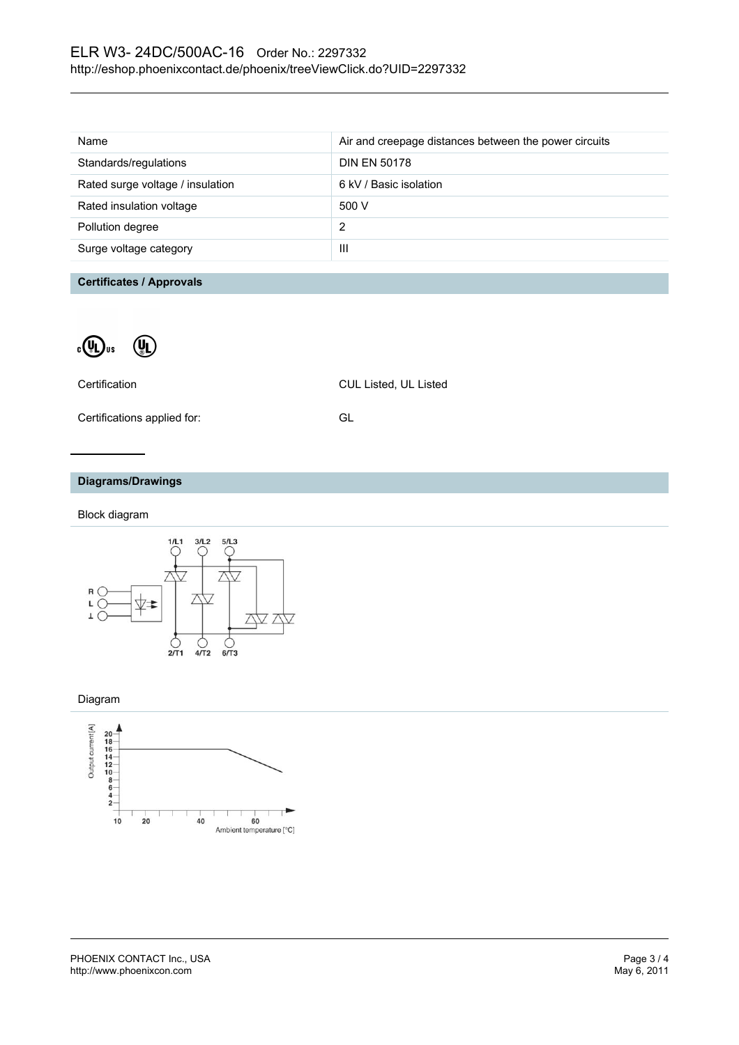| Name | Air and creepage distances between the power circuits |
|---|---|
| Standards/regulations | DIN EN 50178 |
| Rated surge voltage / insulation | 6 kV / Basic isolation |
| Rated insulation voltage | 500 V |
| Pollution degree | 2 |
| Surge voltage category | III |

## Certificates / Approvals

| Certification | CUL Listed, UL Listed |
|---|---|
| Certifications applied for: | GL |

## Diagrams/Drawings

Block diagram

Diagram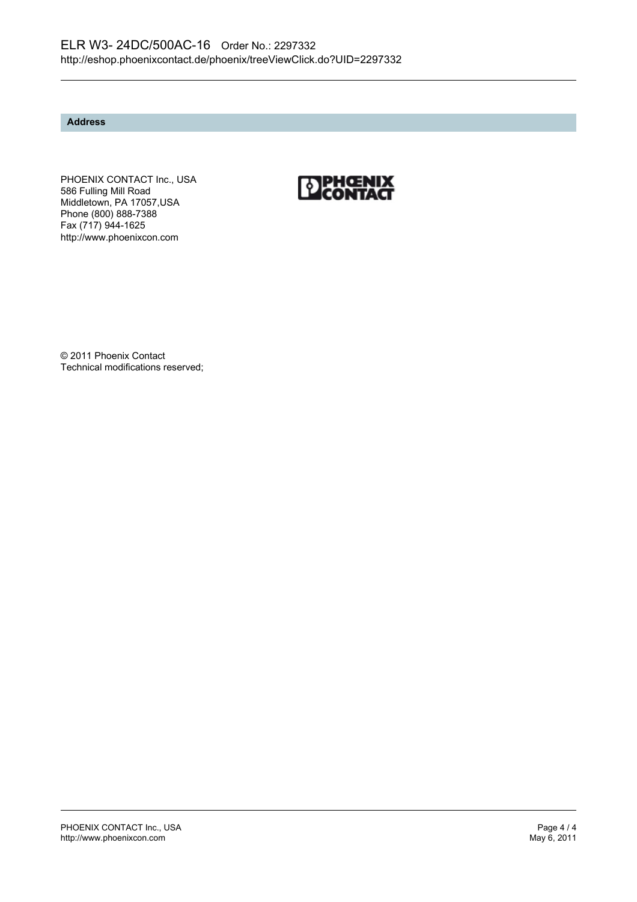## Address

PHOENIX CONTACT Inc., USA
586 Fulling Mill Road
Middletown, PA 17057,USA
Phone (800) 888-7388
Fax (717) 944-1625
http://www.phoenixcon.com

© 2011 Phoenix Contact
Technical modifications reserved;